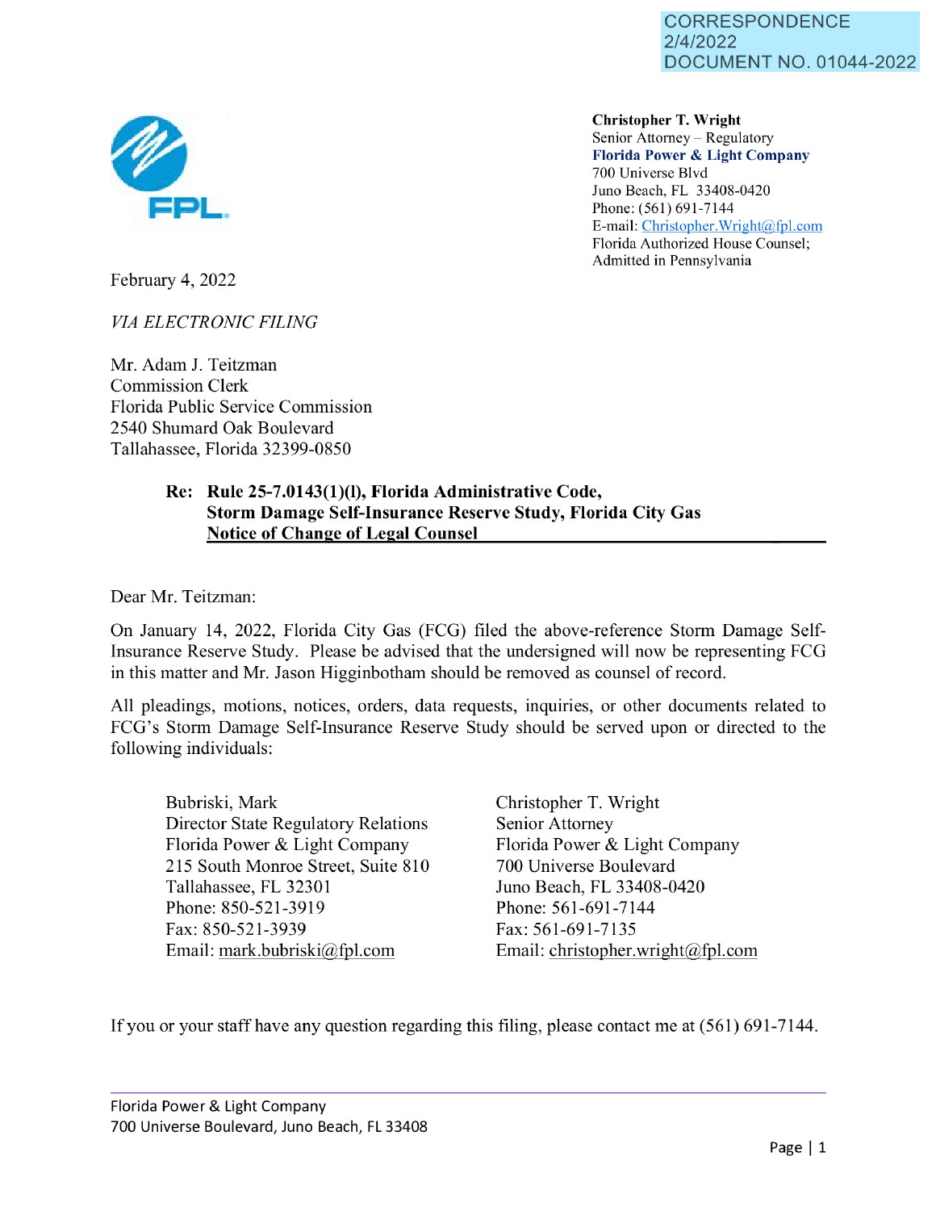CORRESPONDENCE
2/4/2022
DOCUMENT NO. 01044-2022

FPL

**Christopher T. Wright**
Senior Attorney – Regulatory
**Florida Power & Light Company**
700 Universe Blvd
Juno Beach, FL 33408-0420
Phone: (561) 691-7144
E-mail: Christopher.Wright@fpl.com
Florida Authorized House Counsel;
Admitted in Pennsylvania

February 4, 2022

*VIA ELECTRONIC FILING*

Mr. Adam J. Teitzman
Commission Clerk
Florida Public Service Commission
2540 Shumard Oak Boulevard
Tallahassee, Florida 32399-0850

**Re: Rule 25-7.0143(1)(l), Florida Administrative Code, Storm Damage Self-Insurance Reserve Study, Florida City Gas Notice of Change of Legal Counsel**

Dear Mr. Teitzman:

On January 14, 2022, Florida City Gas (FCG) filed the above-reference Storm Damage Self-Insurance Reserve Study. Please be advised that the undersigned will now be representing FCG in this matter and Mr. Jason Higginbotham should be removed as counsel of record.

All pleadings, motions, notices, orders, data requests, inquiries, or other documents related to FCG's Storm Damage Self-Insurance Reserve Study should be served upon or directed to the following individuals:

Bubriski, Mark
Director State Regulatory Relations
Florida Power & Light Company
215 South Monroe Street, Suite 810
Tallahassee, FL 32301
Phone: 850-521-3919
Fax: 850-521-3939
Email: mark.bubriski@fpl.com

Christopher T. Wright
Senior Attorney
Florida Power & Light Company
700 Universe Boulevard
Juno Beach, FL 33408-0420
Phone: 561-691-7144
Fax: 561-691-7135
Email: christopher.wright@fpl.com

If you or your staff have any question regarding this filing, please contact me at (561) 691-7144.

Florida Power & Light Company
700 Universe Boulevard, Juno Beach, FL 33408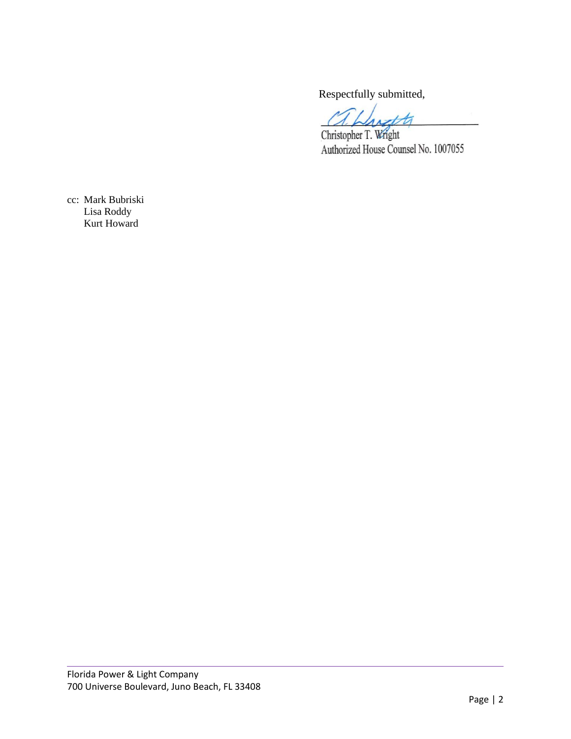Respectfully submitted,

Christopher T. Wright
Authorized House Counsel No. 1007055

cc: Mark Bubriski
Lisa Roddy
Kurt Howard

Florida Power & Light Company
700 Universe Boulevard, Juno Beach, FL 33408